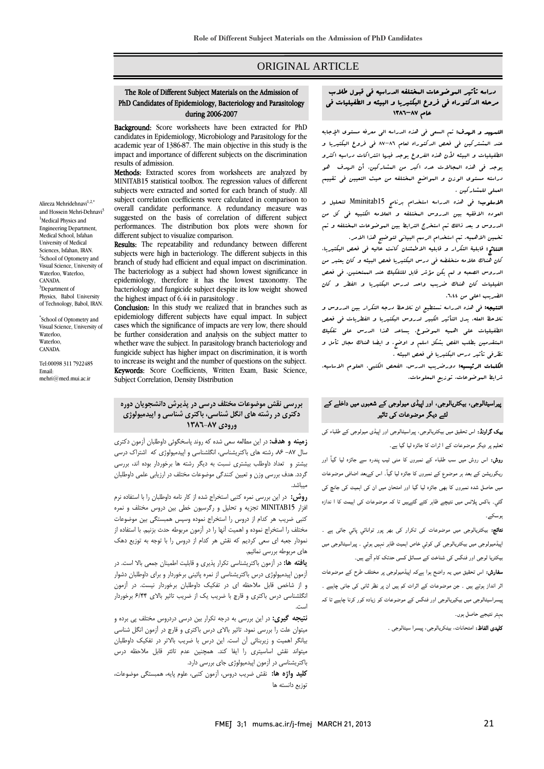ORIGINAL ARTICLE

# The Role of Different Subject Materials on the Admission of PhD Candidates of Epidemiology, Bacteriology and Parasitology during 2006-2007

Alireza Mehridehnavi[1,2,*] and Hossein Mehri-Dehnavi[3]

[1]Medical Physics and Engineering Department, Medical School, Isfahan University of Medical Sciences, Isfahan, IRAN.
[2]School of Optometry and Visual Science, University of Waterloo, Waterloo, CANADA.
[3]Department of Physics, Babol University of Technology, Babol, IRAN.

[*]School of Optometry and Visual Science, University of Waterloo, Waterloo, CANADA.

Tel:00098 311 7922485
Email: mehri@med.mui.ac.ir

**Background:** Score worksheets have been extracted for PhD candidates in Epidemiology, Microbiology and Parasitology for the academic year of 1386-87. The main objective in this study is the impact and importance of different subjects on the discrimination results of admission.

**Methods:** Extracted scores from worksheets are analyzed by MINITAB15 statistical toolbox. The regression values of different subjects were extracted and sorted for each branch of study. All subject correlation coefficients were calculated in comparison to overall candidate performance. A redundancy measure was suggested on the basis of correlation of different subject performances. The distribution box plots were shown for different subject to visualize comparison.

**Results:** The repeatability and redundancy between different subjects were high in bacteriology. The different subjects in this branch of study had efficient and equal impact on discrimination. The bacteriology as a subject had shown lowest significance in epidemiology, therefore it has the lowest taxonomy. The bacteriology and fungicide subject despite its low weight showed the highest impact of 6.44 in parasitology .

**Conclusion:** In this study we realized that in branches such as epidemiology different subjects have equal impact. In subject cases which the significance of impacts are very low, there should be further consideration and analysis on the subject matter to whether wave the subject. In parasitology branch bacteriology and fungicide subject has higher impact on discrimination, it is worth to increase its weight and the number of questions on the subject.

**Keywords:** Score Coefficients, Written Exam, Basic Science, Subject Correlation, Density Distribution

# دراسه تأثیر الموضوعات المختلفه الدراسیه فی قبول طلاب مرحله الدکتوراه فی فروع البکتیریا و البیئه و الطفیلیات فی عام ٨٧-١٣٨٦

**التمهید و الهدف:** تم السعی فی هذه الدراسه الی معرفه مستوی الإجابه عند المشترکین فی فحص الدکتوراه لعام ٨٦-٨٧ فی فروع البکتیریا و الطفیلیات و البیئه لأن هذه الفروع یوجد فیها اشتراکات دراسیه اکثر و یوجد فی هذه المجالات عدد اکبر من المشارکین. أن الهدف هو دراسته مستوی الوزن و المواضع المختلفه من حیث التعیین فی تقییم العملی للمشارکین .

**الأسلوب:** فی هذه الدراسه استخدام برنامج Mminitab15 لتحلیل و العوده الافقیه بین الدروس المختلفه و العلامه الکتبیه فی کل من الدروس و بعد ذالک تم استخرج الترابط بین الموضوعات المختلفه و تم تخمین الاهمیه. تم استخدام الرسم البیانی لتوضیح هذا الامر.

**النتائج:** قابلیة التکرار و قابلیه الاطمئنان کانت عالیه فی فحص البکتیریا. کان هناک علامه منخفضه فی درس البکتیریا فحص البیئه و کان یعتبر من الدروس الصعبه و لم یکن مؤثر قابل للتفکیک عند الممتحنین. فی فحص الفیلیات کان هناک ضریب واحد لدرس البکتیریا و الفطر و کان الضریب اعلی من ٦،٤٤.

**النتیجه:** فی هذه الدراسه نستطیع ان نلاحظ درجه التکرار بین الدروس و نلاحظ العله. یدل التأثیر الکبیر لدروس البکتیریا و الفطریات فی فحص الطفیلیات علی اهمیه الموضوع. یساعد هذا الدرس علی تفکیک المتقدمین بطلب الفحص بشکل اسلم و اوضح. و ایضا هناک مجال تأمل و نظرفی تأثیر درس البکتیریا فی فحص البیئه .

**الکلمات الرئیسیه:** دورضریب الدرس، الفحص الکتبی، العلوم الاساسیه، ترابط الموضوعات، توزیع المعلومات.

# بررسی نقش موضوعات مختلف درسی در پذیرش دانشجویان دوره دکتری در رشته های انگل شناسی، باکتری شناسی و اپیدمیولوژی ورودی ٨٧-١٣٨٦

**زمینه و هدف:** در این مطالعه سعی شده که روند پاسخگوئی داوطلبان آزمون دکتری سال ٨٧- ٨۶ رشته های باکتریشناسی، انگلشناسی و اپیدمیولوژی که اشتراک درسی بیشتر و تعداد داوطلب بیشتری نسبت به دیگر رشته ها برخوردار بوده اند، بررسی گردد. هدف بررسی وزن و تعیین کنندگی موضوعات مختلف در ارزیابی علمی داوطلبان میباشد.

**روش:** در این بررسی نمره کتبی استخراج شده از کار نامه داوطلبان را با استفاده نرم افزار MINITAB15 تجزیه و تحلیل و رگرسیون خطی بین دروس مختلف و نمره کتبی ضریب هر کدام از دروس را استخراج نموده وسپس همبستگی بین موضوعات مختلف را استخراج نموده و اهمیت آنها را در آزمون مربوطه حدث بزنیم. با استفاده از نمودار جعبه ای سعی کردیم که نقش هر کدام از دروس را با توجه به توزیع دهک های مربوطه بررسی نمائیم.

**یافته ها:** در آزمون باکتریشناسی تکرار پذیری و قابلیت اطمینان جمعی بالا است. در آزمون اپیدمیولوژی درس باکتریشناسی از نمره پائینی برخوردار و برای داوطلبان دشوار و از شاخص قابل ملاحظه ای در تفکیک داوطلبان برخوردار نیست. در آزمون انگلشناسی درس باکتری و قارچ با ضریب یک از ضریب تاثیر بالای ۶/۴۴ برخوردار است.

**نتیجه گیری:** در این بررسی به درجه تکرار بین درسی دردروس مختلف پی برده و میتوان علت را بررسی نمود. تاثیر بالای درس باکتری و قارچ در آزمون انگل شناسی بیانگر اهمیت و زیربنائی آن است. این درس با ضریب بالاتر در تفکیک داوطلبان میتواند نقش اساسیتری را ایفا کند. همچنین عدم تاثثر قابل ملاحظه درس باکتریشناسی در آزمون اپیدمیولوژی جای بررسی دارد.

**کلید واژه ها:** نقش ضریب دروس، آزمون کتبی، علوم پایه، همبستگی موضوعات، توزیع دانسته ها

# پیراسیٹالوجی، بیکٹریالوجی، اور اپیڈی میولوجی کے شعبوں میں داخلے کے لئے دیگر موضوعات کی تاثیر

**بیک گراونڈ:** اس تحقیق میں بیکٹریالوجی، پیراسیٹالوجی اور اپیڈی میولوجی کے طلباء کی تعلیم پر دیگر موضوعات کے ا ثرات کا جائزہ لیا گیا ہے۔

**روش:** اس روش میں سب طلباء کے نمبروں کا منی ٹیب پندرہ سے جائزہ لیا گیآ اور ریگریشن کے بعد ہر موضوع کے نمبروں کا جائزہ لیا گیآ۔ اس کےبعد اضافی موضوعات میں حاصل شدہ نمبروں کا بھی جائزہ لیا گیا اور امتحان میں ان کی اہمیت کی جانچ کی گئي۔ باکس پلاٹس میں نتیجے ظاہر کئے گئےہیں تا کہ موضوعات کی اہمیت کا ا ندازہ ہوسکے۔

**نتائج:** بیکٹیریالوجی میں موضوعات کی تکرار کی بھر پور توانائي پائي جاتی ہے ۔ اپیڈیمیولوجی میں بیکٹیریالوجی کی کوئي خاص اہمیت ظاہر نہیں ہوئي ۔ پیراسیٹالوجی میں بیکٹریا لوجی اور فنگس کی شناخت کے مسائل کسی حدتک کام آتے ہیں۔

**سفارش:** اس تحقیق میں یہ واضح ہوا ہےکہ اپیڈمیولوجی پر مختلف طرح کے موضوعات اثر انداز ہوتے ہیں ۔ جن موضوعات کے اثرات کم ہیں ان پر نظر ثانی کی جانی چاہیے ۔ پیسراسیٹالوجی میں بیکٹیریالوجی اور فنگس کے موضوعات کو زیادہ کور کرنا چاہیے تا کہ بہتر نتیجے حاصل ہوں۔

**کلیدی الفاظ:** امتحانات، بیکٹریالوجی، پیسرا سیٹالوجی ۔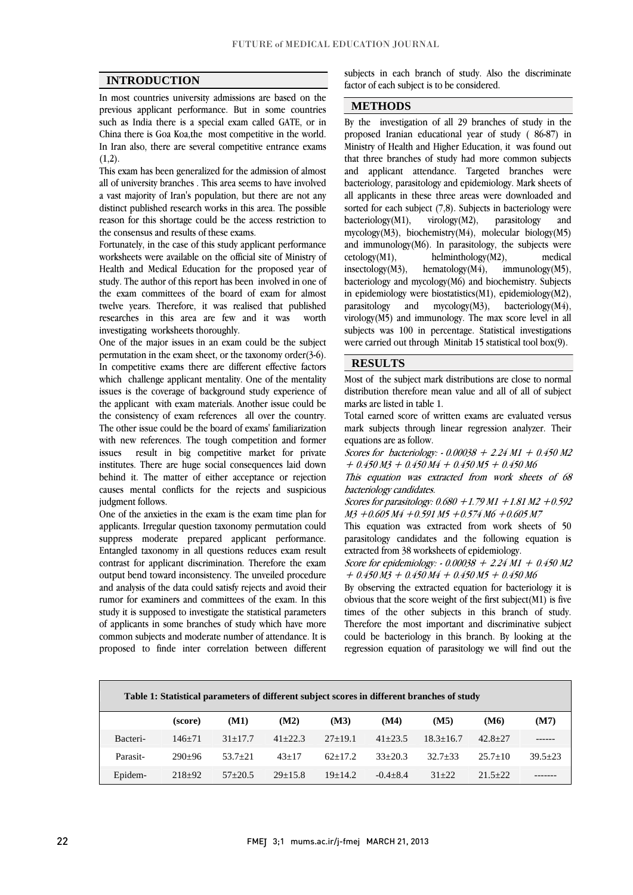## INTRODUCTION

In most countries university admissions are based on the previous applicant performance. But in some countries such as India there is a special exam called GATE, or in China there is Goa Koa,the most competitive in the world. In Iran also, there are several competitive entrance exams (1,2).

This exam has been generalized for the admission of almost all of university branches . This area seems to have involved a vast majority of Iran's population, but there are not any distinct published research works in this area. The possible reason for this shortage could be the access restriction to the consensus and results of these exams.

Fortunately, in the case of this study applicant performance worksheets were available on the official site of Ministry of Health and Medical Education for the proposed year of study. The author of this report has been involved in one of the exam committees of the board of exam for almost twelve years. Therefore, it was realised that published researches in this area are few and it was worth investigating worksheets thoroughly.

One of the major issues in an exam could be the subject permutation in the exam sheet, or the taxonomy order(3-6). In competitive exams there are different effective factors which challenge applicant mentality. One of the mentality issues is the coverage of background study experience of the applicant with exam materials. Another issue could be the consistency of exam references all over the country. The other issue could be the board of exams' familiarization with new references. The tough competition and former issues result in big competitive market for private institutes. There are huge social consequences laid down behind it. The matter of either acceptance or rejection causes mental conflicts for the rejects and suspicious judgment follows.

One of the anxieties in the exam is the exam time plan for applicants. Irregular question taxonomy permutation could suppress moderate prepared applicant performance. Entangled taxonomy in all questions reduces exam result contrast for applicant discrimination. Therefore the exam output bend toward inconsistency. The unveiled procedure and analysis of the data could satisfy rejects and avoid their rumor for examiners and committees of the exam. In this study it is supposed to investigate the statistical parameters of applicants in some branches of study which have more common subjects and moderate number of attendance. It is proposed to finde inter correlation between different subjects in each branch of study. Also the discriminate factor of each subject is to be considered.

## METHODS

By the investigation of all 29 branches of study in the proposed Iranian educational year of study ( 86-87) in Ministry of Health and Higher Education, it was found out that three branches of study had more common subjects and applicant attendance. Targeted branches were bacteriology, parasitology and epidemiology. Mark sheets of all applicants in these three areas were downloaded and sorted for each subject (7,8). Subjects in bacteriology were bacteriology(M1), virology(M2), parasitology and mycology(M3), biochemistry(M4), molecular biology(M5) and immunology(M6). In parasitology, the subjects were cetology(M1), helminthology(M2), medical insectology(M3), hematology(M4), immunology(M5), bacteriology and mycology(M6) and biochemistry. Subjects in epidemiology were biostatistics(M1), epidemiology(M2), parasitology and mycology(M3), bacteriology(M4), virology(M5) and immunology. The max score level in all subjects was 100 in percentage. Statistical investigations were carried out through Minitab 15 statistical tool box(9).

## RESULTS

Most of the subject mark distributions are close to normal distribution therefore mean value and all of all of subject marks are listed in table 1.

Total earned score of written exams are evaluated versus mark subjects through linear regression analyzer. Their equations are as follow.

*Scores for bacteriology:* $- 0.00038 + 2.24\ M1 + 0.450\ M2 + 0.450\ M3 + 0.450\ M4 + 0.450\ M5 + 0.450\ M6$

*This equation was extracted from work sheets of 68 bacteriology candidates.*

*Scores for parasitology:* $0.680 + 1.79\ M1 + 1.81\ M2 + 0.592\ M3 + 0.605\ M4 + 0.591\ M5 + 0.574\ M6 + 0.605\ M7$

This equation was extracted from work sheets of 50 parasitology candidates and the following equation is extracted from 38 worksheets of epidemiology.

*Score for epidemiology:* $- 0.00038 + 2.24\ M1 + 0.450\ M2 + 0.450\ M3 + 0.450\ M4 + 0.450\ M5 + 0.450\ M6$

By observing the extracted equation for bacteriology it is obvious that the score weight of the first subject(M1) is five times of the other subjects in this branch of study. Therefore the most important and discriminative subject could be bacteriology in this branch. By looking at the regression equation of parasitology we will find out the

**Table 1: Statistical parameters of different subject scores in different branches of study**

| | (score) | (M1) | (M2) | (M3) | (M4) | (M5) | (M6) | (M7) |
|---|---|---|---|---|---|---|---|---|
| Bacteri- | 146±71 | 31±17.7 | 41±22.3 | 27±19.1 | 41±23.5 | 18.3±16.7 | 42.8±27 | ------ |
| Parasit- | 290±96 | 53.7±21 | 43±17 | 62±17.2 | 33±20.3 | 32.7±33 | 25.7±10 | 39.5±23 |
| Epidem- | 218±92 | 57±20.5 | 29±15.8 | 19±14.2 | -0.4±8.4 | 31±22 | 21.5±22 | ------- |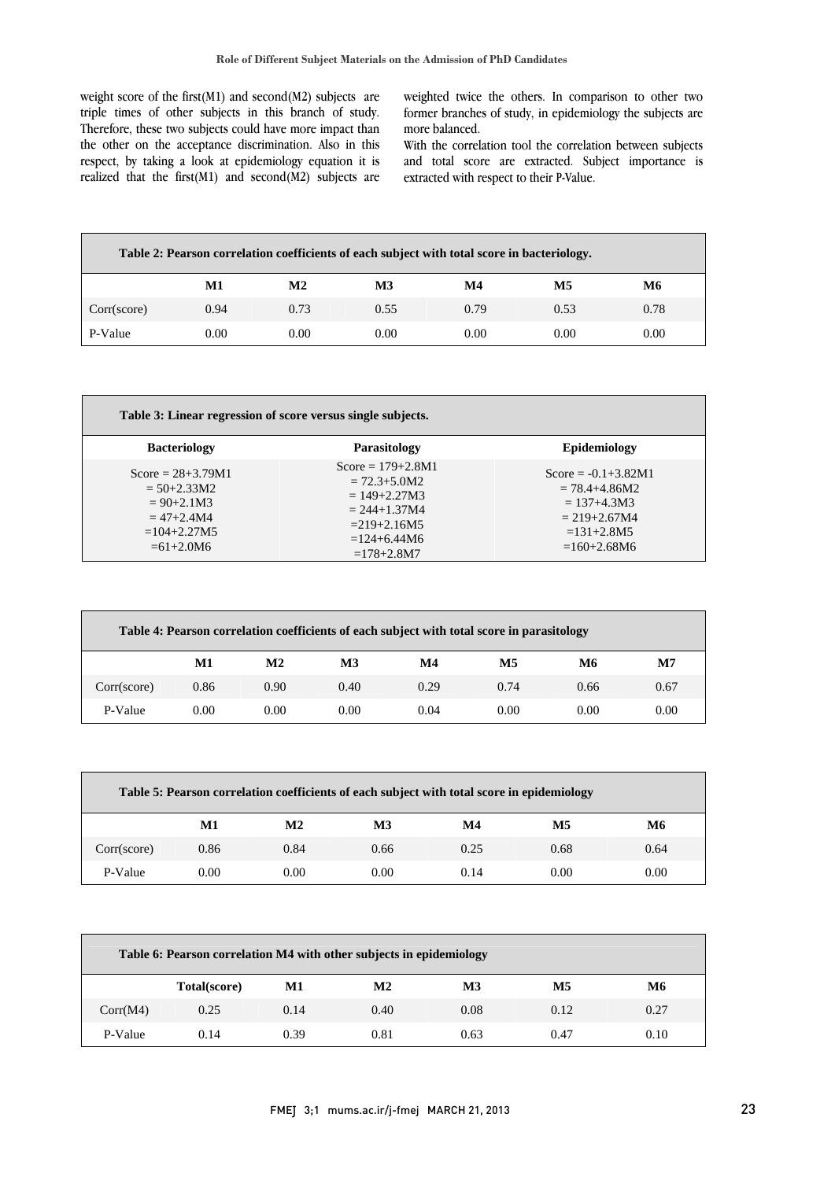weight score of the first(M1) and second(M2) subjects are triple times of other subjects in this branch of study. Therefore, these two subjects could have more impact than the other on the acceptance discrimination. Also in this respect, by taking a look at epidemiology equation it is realized that the first(M1) and second(M2) subjects are weighted twice the others. In comparison to other two former branches of study, in epidemiology the subjects are more balanced.

With the correlation tool the correlation between subjects and total score are extracted. Subject importance is extracted with respect to their P-Value.

**Table 2: Pearson correlation coefficients of each subject with total score in bacteriology.**

| | M1 | M2 | M3 | M4 | M5 | M6 |
|---|---|---|---|---|---|---|
| Corr(score) | 0.94 | 0.73 | 0.55 | 0.79 | 0.53 | 0.78 |
| P-Value | 0.00 | 0.00 | 0.00 | 0.00 | 0.00 | 0.00 |

**Table 3: Linear regression of score versus single subjects.**

| Bacteriology | Parasitology | Epidemiology |
|---|---|---|
| Score = 28+3.79M1<br>= 50+2.33M2<br>= 90+2.1M3<br>= 47+2.4M4<br>=104+2.27M5<br>=61+2.0M6 | Score = 179+2.8M1<br>= 72.3+5.0M2<br>= 149+2.27M3<br>= 244+1.37M4<br>=219+2.16M5<br>=124+6.44M6<br>=178+2.8M7 | Score = -0.1+3.82M1<br>= 78.4+4.86M2<br>= 137+4.3M3<br>= 219+2.67M4<br>=131+2.8M5<br>=160+2.68M6 |

**Table 4: Pearson correlation coefficients of each subject with total score in parasitology**

| | M1 | M2 | M3 | M4 | M5 | M6 | M7 |
|---|---|---|---|---|---|---|---|
| Corr(score) | 0.86 | 0.90 | 0.40 | 0.29 | 0.74 | 0.66 | 0.67 |
| P-Value | 0.00 | 0.00 | 0.00 | 0.04 | 0.00 | 0.00 | 0.00 |

**Table 5: Pearson correlation coefficients of each subject with total score in epidemiology**

| | M1 | M2 | M3 | M4 | M5 | M6 |
|---|---|---|---|---|---|---|
| Corr(score) | 0.86 | 0.84 | 0.66 | 0.25 | 0.68 | 0.64 |
| P-Value | 0.00 | 0.00 | 0.00 | 0.14 | 0.00 | 0.00 |

**Table 6: Pearson correlation M4 with other subjects in epidemiology**

| | Total(score) | M1 | M2 | M3 | M5 | M6 |
|---|---|---|---|---|---|---|
| Corr(M4) | 0.25 | 0.14 | 0.40 | 0.08 | 0.12 | 0.27 |
| P-Value | 0.14 | 0.39 | 0.81 | 0.63 | 0.47 | 0.10 |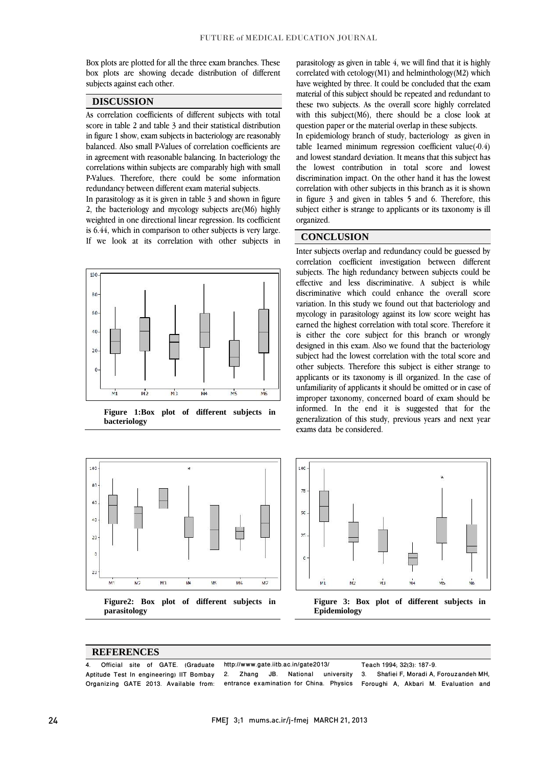Box plots are plotted for all the three exam branches. These box plots are showing decade distribution of different subjects against each other.

## DISCUSSION

As correlation coefficients of different subjects with total score in table 2 and table 3 and their statistical distribution in figure 1 show, exam subjects in bacteriology are reasonably balanced. Also small P-Values of correlation coefficients are in agreement with reasonable balancing. In bacteriology the correlations within subjects are comparably high with small P-Values. Therefore, there could be some information redundancy between different exam material subjects.

In parasitology as it is given in table 3 and shown in figure 2, the bacteriology and mycology subjects are(M6) highly weighted in one directional linear regression. Its coefficient is 6.44, which in comparison to other subjects is very large. If we look at its correlation with other subjects in parasitology as given in table 4, we will find that it is highly correlated with cetology(M1) and helminthology(M2) which have weighted by three. It could be concluded that the exam material of this subject should be repeated and redundant to these two subjects. As the overall score highly correlated with this subject(M6), there should be a close look at question paper or the material overlap in these subjects.

In epidemiology branch of study, bacteriology as given in table 1earned minimum regression coefficient value(-0.4) and lowest standard deviation. It means that this subject has the lowest contribution in total score and lowest discrimination impact. On the other hand it has the lowest correlation with other subjects in this branch as it is shown in figure 3 and given in tables 5 and 6. Therefore, this subject either is strange to applicants or its taxonomy is ill organized.

Figure 1:Box plot of different subjects in bacteriology

## CONCLUSION

Inter subjects overlap and redundancy could be guessed by correlation coefficient investigation between different subjects. The high redundancy between subjects could be effective and less discriminative. A subject is while discriminative which could enhance the overall score variation. In this study we found out that bacteriology and mycology in parasitology against its low score weight has earned the highest correlation with total score. Therefore it is either the core subject for this branch or wrongly designed in this exam. Also we found that the bacteriology subject had the lowest correlation with the total score and other subjects. Therefore this subject is either strange to applicants or its taxonomy is ill organized. In the case of unfamiliarity of applicants it should be omitted or in case of improper taxonomy, concerned board of exam should be informed. In the end it is suggested that for the generalization of this study, previous years and next year exams data be considered.

Figure2: Box plot of different subjects in parasitology

Figure 3: Box plot of different subjects in Epidemiology

## REFERENCES

4. Official site of GATE. (Graduate Aptitude Test In engineering) IIT Bombay Organizing GATE 2013. Available from: http://www.gate.iitb.ac.in/gate2013/
2. Zhang JB. National university entrance examination for China. Physics Teach 1994; 32(3): 187-9.
3. Shafiei F, Moradi A, Forouzandeh MH, Foroughi A, Akbari M. Evaluation and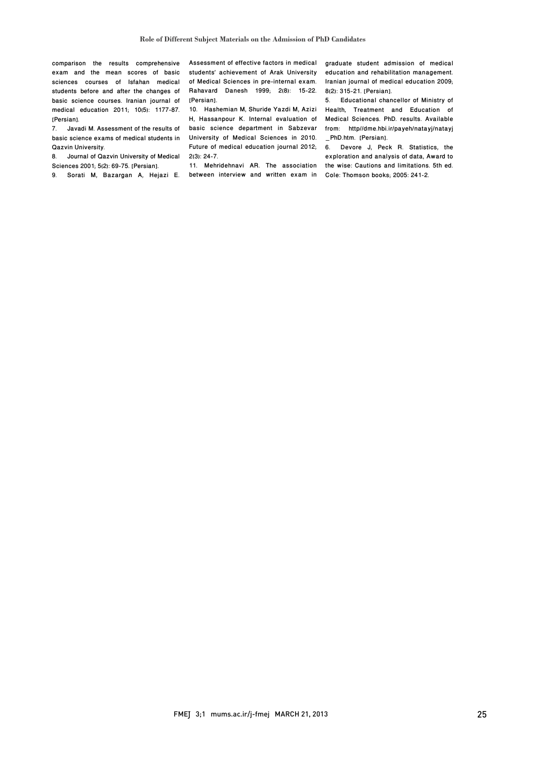comparison the results comprehensive exam and the mean scores of basic sciences courses of Isfahan medical students before and after the changes of basic science courses. Iranian journal of medical education 2011; 10(5): 1177-87. [Persian].

7. Javadi M. Assessment of the results of basic science exams of medical students in Qazvin University.

8. Journal of Qazvin University of Medical Sciences 2001; 5(2): 69-75. [Persian].

9. Sorati M, Bazargan A, Hejazi E. Assessment of effective factors in medical students' achievement of Arak University of Medical Sciences in pre-internal exam. Rahavard Danesh 1999; 2(8): 15-22. [Persian].

10. Hashemian M, Shuride Yazdi M, Azizi H, Hassanpour K. Internal evaluation of basic science department in Sabzevar University of Medical Sciences in 2010. Future of medical education journal 2012; 2(3): 24-7.

11. Mehridehnavi AR. The association between interview and written exam in graduate student admission of medical education and rehabilitation management. Iranian journal of medical education 2009; 8(2): 315-21. [Persian].

5. Educational chancellor of Ministry of Health, Treatment and Education of Medical Sciences. PhD. results. Available from: http//dme.hbi.ir/payeh/natayj/natayj_PhD.htm. [Persian].

6. Devore J, Peck R. Statistics, the exploration and analysis of data, Award to the wise: Cautions and limitations. 5th ed. Cole: Thomson books; 2005: 241-2.